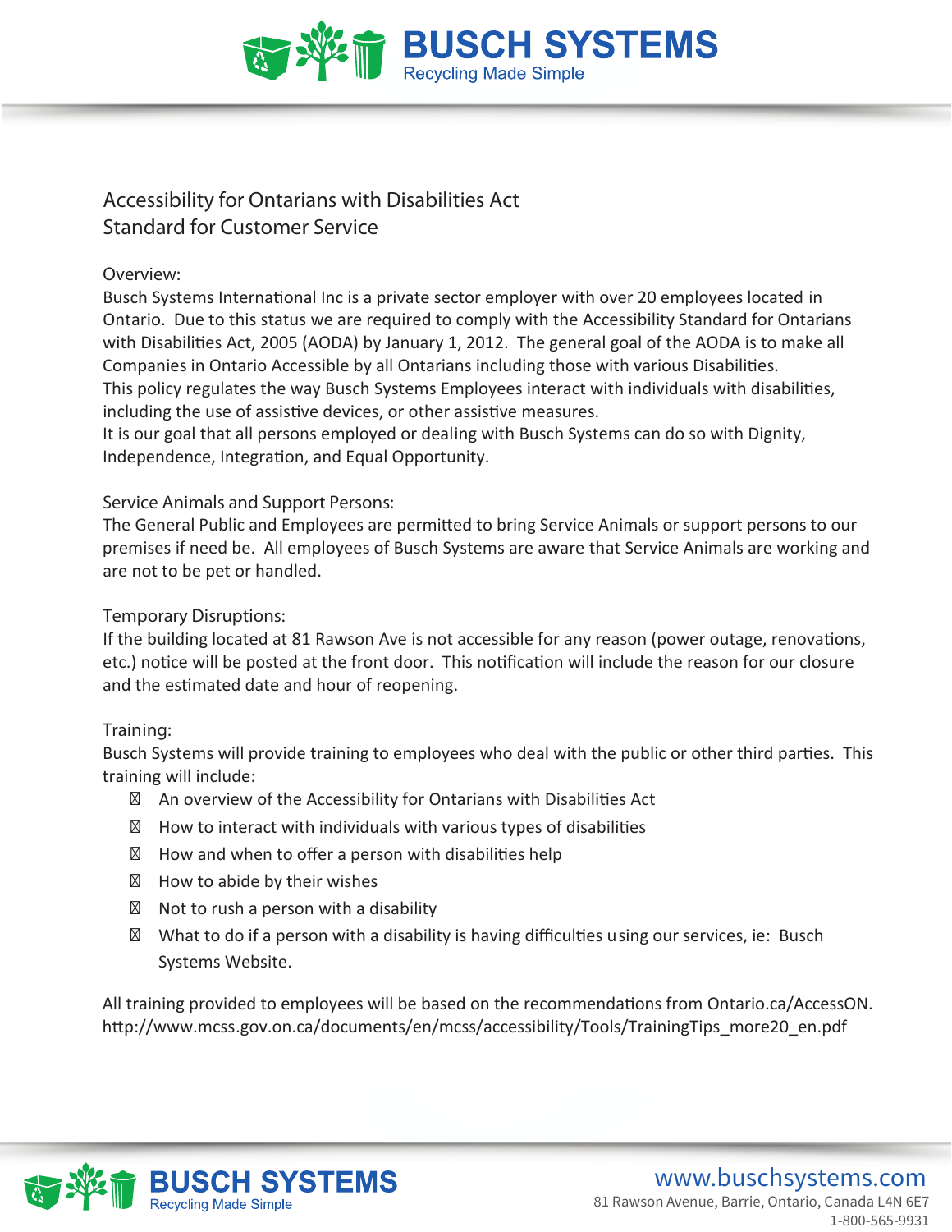# Accessibility for Ontarians with Disabilities Act
# Standard for Customer Service

## Overview:

Busch Systems International Inc is a private sector employer with over 20 employees located in Ontario. Due to this status we are required to comply with the Accessibility Standard for Ontarians with Disabilities Act, 2005 (AODA) by January 1, 2012. The general goal of the AODA is to make all Companies in Ontario Accessible by all Ontarians including those with various Disabilities.
This policy regulates the way Busch Systems Employees interact with individuals with disabilities, including the use of assistive devices, or other assistive measures.
It is our goal that all persons employed or dealing with Busch Systems can do so with Dignity, Independence, Integration, and Equal Opportunity.

## Service Animals and Support Persons:

The General Public and Employees are permitted to bring Service Animals or support persons to our premises if need be. All employees of Busch Systems are aware that Service Animals are working and are not to be pet or handled.

## Temporary Disruptions:

If the building located at 81 Rawson Ave is not accessible for any reason (power outage, renovations, etc.) notice will be posted at the front door. This notification will include the reason for our closure and the estimated date and hour of reopening.

## Training:

Busch Systems will provide training to employees who deal with the public or other third parties. This training will include:

- An overview of the Accessibility for Ontarians with Disabilities Act
- How to interact with individuals with various types of disabilities
- How and when to offer a person with disabilities help
- How to abide by their wishes
- Not to rush a person with a disability
- What to do if a person with a disability is having difficulties using our services, ie: Busch Systems Website.

All training provided to employees will be based on the recommendations from Ontario.ca/AccessON.
http://www.mcss.gov.on.ca/documents/en/mcss/accessibility/Tools/TrainingTips_more20_en.pdf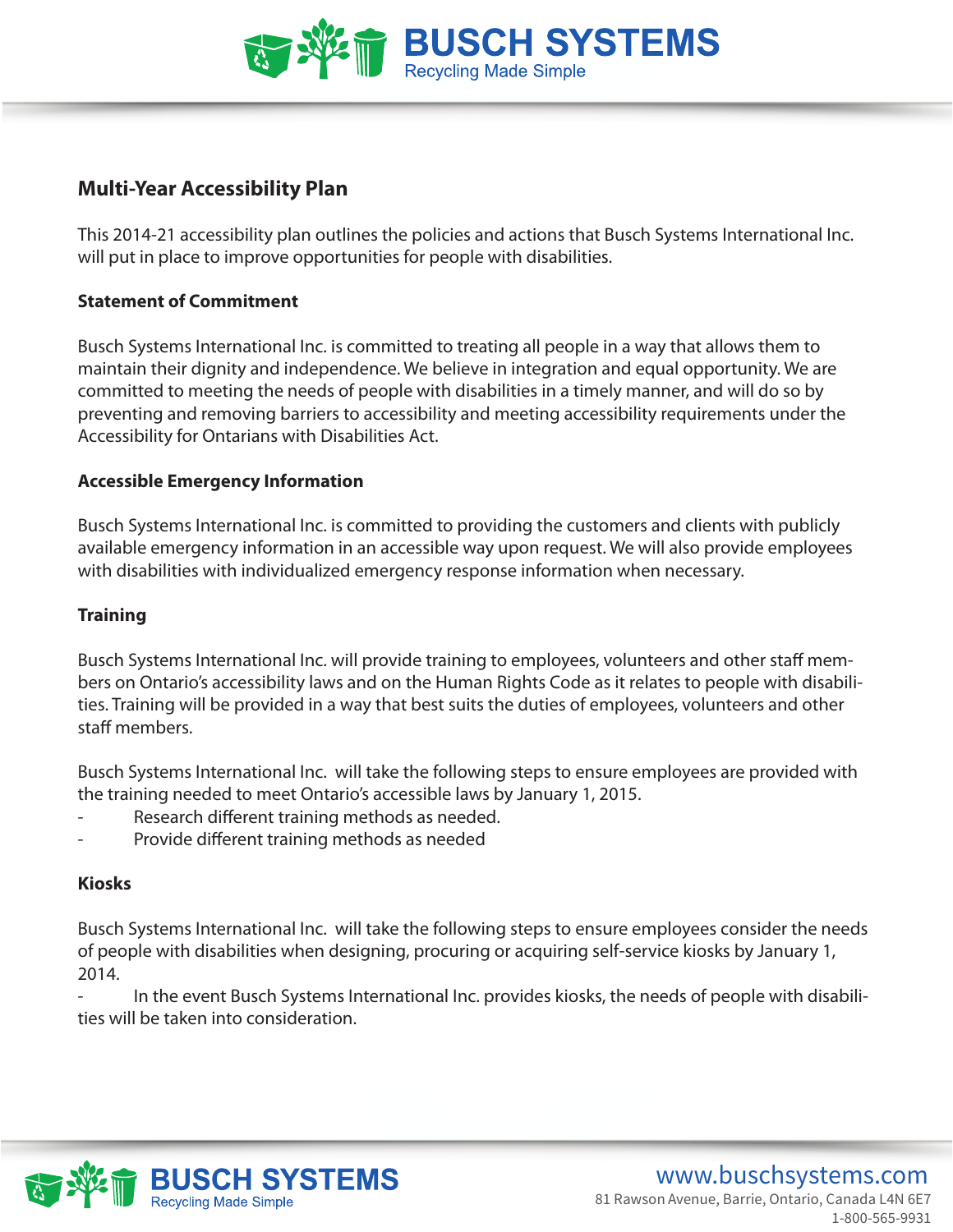## Multi-Year Accessibility Plan

This 2014-21 accessibility plan outlines the policies and actions that Busch Systems International Inc. will put in place to improve opportunities for people with disabilities.

### Statement of Commitment

Busch Systems International Inc. is committed to treating all people in a way that allows them to maintain their dignity and independence. We believe in integration and equal opportunity. We are committed to meeting the needs of people with disabilities in a timely manner, and will do so by preventing and removing barriers to accessibility and meeting accessibility requirements under the Accessibility for Ontarians with Disabilities Act.

### Accessible Emergency Information

Busch Systems International Inc. is committed to providing the customers and clients with publicly available emergency information in an accessible way upon request. We will also provide employees with disabilities with individualized emergency response information when necessary.

### Training

Busch Systems International Inc. will provide training to employees, volunteers and other staff members on Ontario's accessibility laws and on the Human Rights Code as it relates to people with disabilities. Training will be provided in a way that best suits the duties of employees, volunteers and other staff members.

Busch Systems International Inc. will take the following steps to ensure employees are provided with the training needed to meet Ontario's accessible laws by January 1, 2015.

- Research different training methods as needed.
- Provide different training methods as needed

### Kiosks

Busch Systems International Inc. will take the following steps to ensure employees consider the needs of people with disabilities when designing, procuring or acquiring self-service kiosks by January 1, 2014.

- In the event Busch Systems International Inc. provides kiosks, the needs of people with disabilities will be taken into consideration.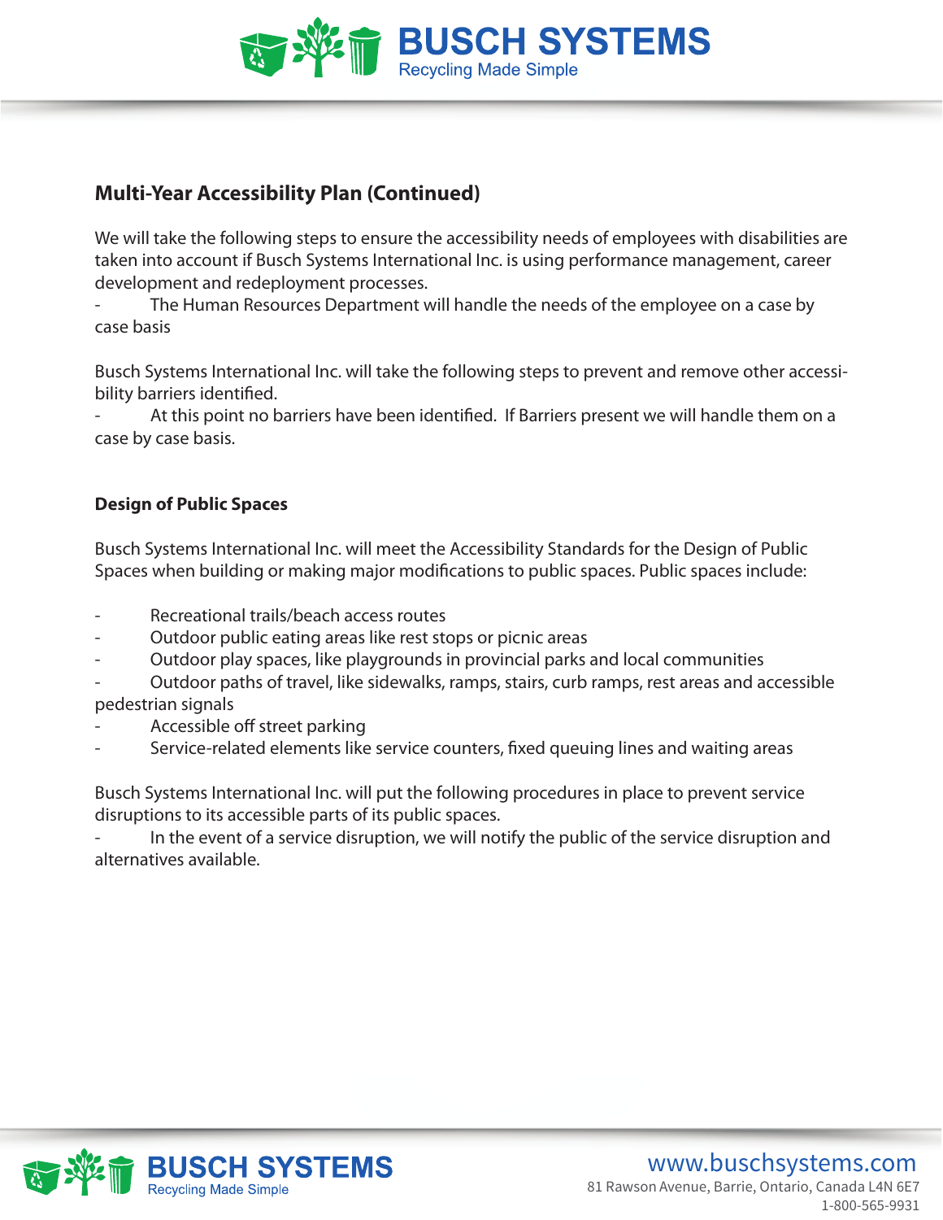## Multi-Year Accessibility Plan (Continued)

We will take the following steps to ensure the accessibility needs of employees with disabilities are taken into account if Busch Systems International Inc. is using performance management, career development and redeployment processes.

- The Human Resources Department will handle the needs of the employee on a case by case basis

Busch Systems International Inc. will take the following steps to prevent and remove other accessibility barriers identified.

- At this point no barriers have been identified. If Barriers present we will handle them on a case by case basis.

### Design of Public Spaces

Busch Systems International Inc. will meet the Accessibility Standards for the Design of Public Spaces when building or making major modifications to public spaces. Public spaces include:

- Recreational trails/beach access routes
- Outdoor public eating areas like rest stops or picnic areas
- Outdoor play spaces, like playgrounds in provincial parks and local communities
- Outdoor paths of travel, like sidewalks, ramps, stairs, curb ramps, rest areas and accessible pedestrian signals
- Accessible off street parking
- Service-related elements like service counters, fixed queuing lines and waiting areas

Busch Systems International Inc. will put the following procedures in place to prevent service disruptions to its accessible parts of its public spaces.

- In the event of a service disruption, we will notify the public of the service disruption and alternatives available.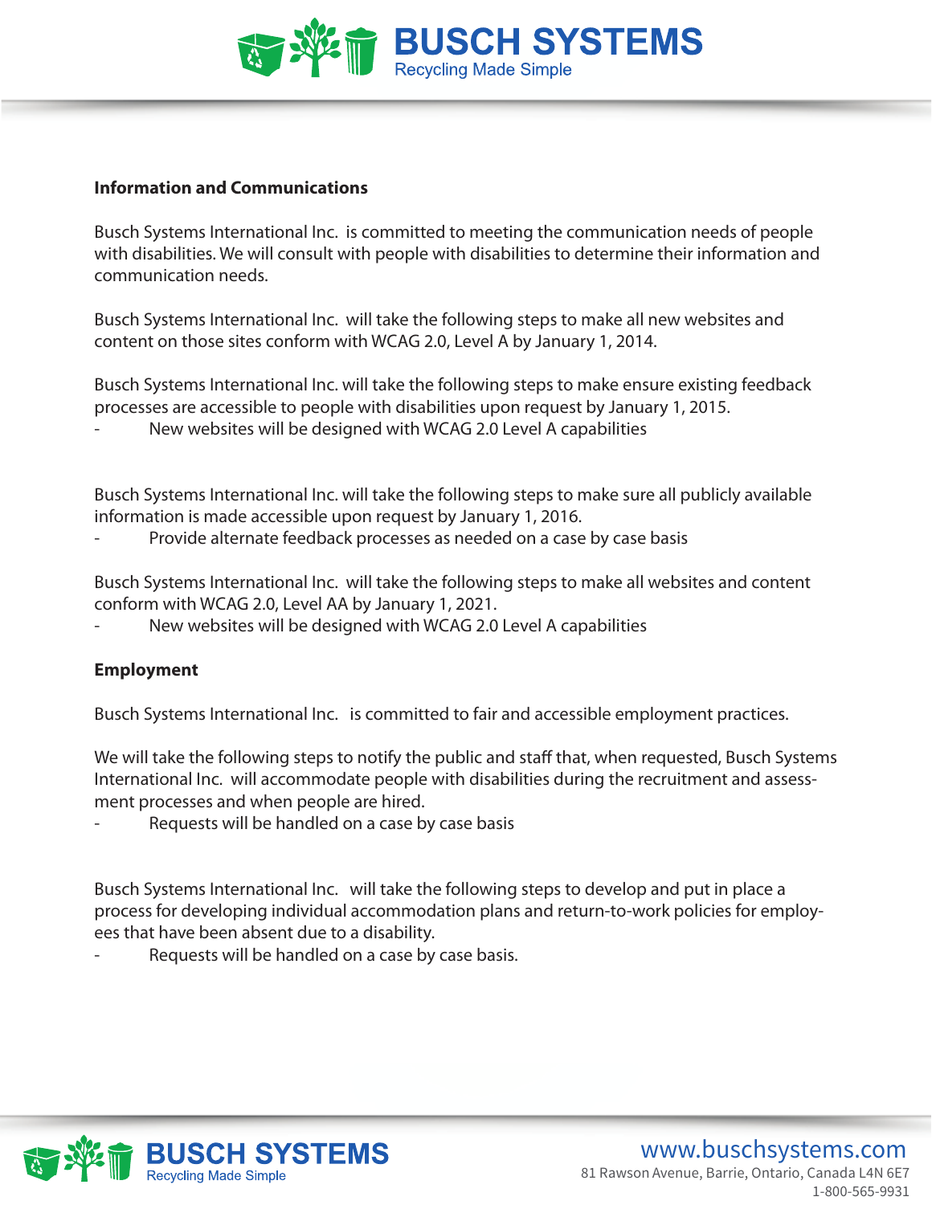**Information and Communications**

Busch Systems International Inc. is committed to meeting the communication needs of people with disabilities. We will consult with people with disabilities to determine their information and communication needs.

Busch Systems International Inc. will take the following steps to make all new websites and content on those sites conform with WCAG 2.0, Level A by January 1, 2014.

Busch Systems International Inc. will take the following steps to make ensure existing feedback processes are accessible to people with disabilities upon request by January 1, 2015.

- New websites will be designed with WCAG 2.0 Level A capabilities

Busch Systems International Inc. will take the following steps to make sure all publicly available information is made accessible upon request by January 1, 2016.

- Provide alternate feedback processes as needed on a case by case basis

Busch Systems International Inc. will take the following steps to make all websites and content conform with WCAG 2.0, Level AA by January 1, 2021.

- New websites will be designed with WCAG 2.0 Level A capabilities

**Employment**

Busch Systems International Inc. is committed to fair and accessible employment practices.

We will take the following steps to notify the public and staff that, when requested, Busch Systems International Inc. will accommodate people with disabilities during the recruitment and assessment processes and when people are hired.

- Requests will be handled on a case by case basis

Busch Systems International Inc. will take the following steps to develop and put in place a process for developing individual accommodation plans and return-to-work policies for employees that have been absent due to a disability.

- Requests will be handled on a case by case basis.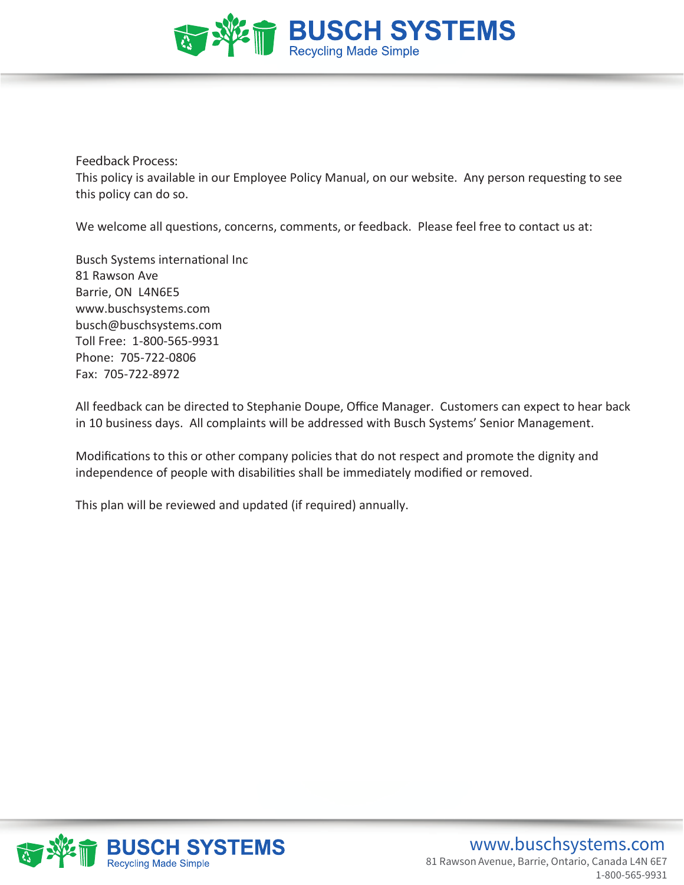Feedback Process:
This policy is available in our Employee Policy Manual, on our website. Any person requesting to see this policy can do so.

We welcome all questions, concerns, comments, or feedback. Please feel free to contact us at:

Busch Systems international Inc
81 Rawson Ave
Barrie, ON L4N6E5
www.buschsystems.com
busch@buschsystems.com
Toll Free: 1-800-565-9931
Phone: 705-722-0806
Fax: 705-722-8972

All feedback can be directed to Stephanie Doupe, Office Manager. Customers can expect to hear back in 10 business days. All complaints will be addressed with Busch Systems' Senior Management.

Modifications to this or other company policies that do not respect and promote the dignity and independence of people with disabilities shall be immediately modified or removed.

This plan will be reviewed and updated (if required) annually.